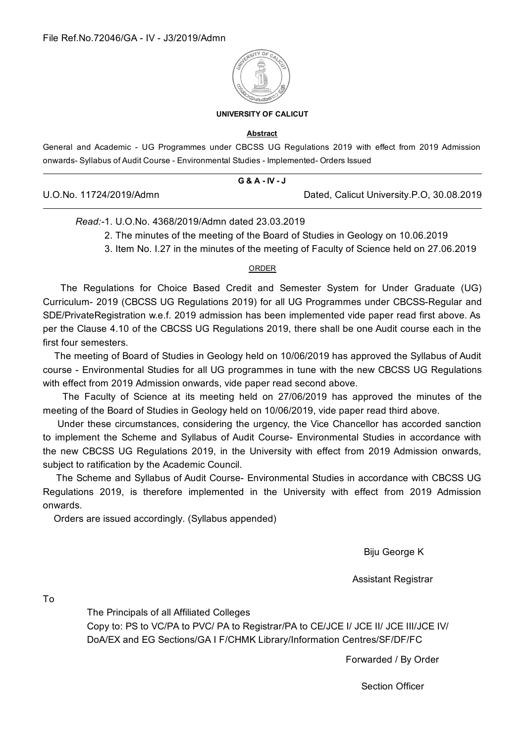File Ref.No.72046/GA - IV - J3/2019/Admn

**UNIVERSITY OF CALICUT**

**Abstract**

General and Academic - UG Programmes under CBCSS UG Regulations 2019 with effect from 2019 Admission onwards- Syllabus of Audit Course - Environmental Studies - Implemented- Orders Issued

---

**G & A - IV - J**

U.O.No. 11724/2019/Admn Dated, Calicut University.P.O, 30.08.2019

---

*Read:*-1. U.O.No. 4368/2019/Admn dated 23.03.2019

2. The minutes of the meeting of the Board of Studies in Geology on 10.06.2019

3. Item No. I.27 in the minutes of the meeting of Faculty of Science held on 27.06.2019

ORDER

The Regulations for Choice Based Credit and Semester System for Under Graduate (UG) Curriculum- 2019 (CBCSS UG Regulations 2019) for all UG Programmes under CBCSS-Regular and SDE/PrivateRegistration w.e.f. 2019 admission has been implemented vide paper read first above. As per the Clause 4.10 of the CBCSS UG Regulations 2019, there shall be one Audit course each in the first four semesters.

The meeting of Board of Studies in Geology held on 10/06/2019 has approved the Syllabus of Audit course - Environmental Studies for all UG programmes in tune with the new CBCSS UG Regulations with effect from 2019 Admission onwards, vide paper read second above.

The Faculty of Science at its meeting held on 27/06/2019 has approved the minutes of the meeting of the Board of Studies in Geology held on 10/06/2019, vide paper read third above.

Under these circumstances, considering the urgency, the Vice Chancellor has accorded sanction to implement the Scheme and Syllabus of Audit Course- Environmental Studies in accordance with the new CBCSS UG Regulations 2019, in the University with effect from 2019 Admission onwards, subject to ratification by the Academic Council.

The Scheme and Syllabus of Audit Course- Environmental Studies in accordance with CBCSS UG Regulations 2019, is therefore implemented in the University with effect from 2019 Admission onwards.

Orders are issued accordingly. (Syllabus appended)

Biju George K

Assistant Registrar

To

The Principals of all Affiliated Colleges

Copy to: PS to VC/PA to PVC/ PA to Registrar/PA to CE/JCE I/ JCE II/ JCE III/JCE IV/ DoA/EX and EG Sections/GA I F/CHMK Library/Information Centres/SF/DF/FC

Forwarded / By Order

Section Officer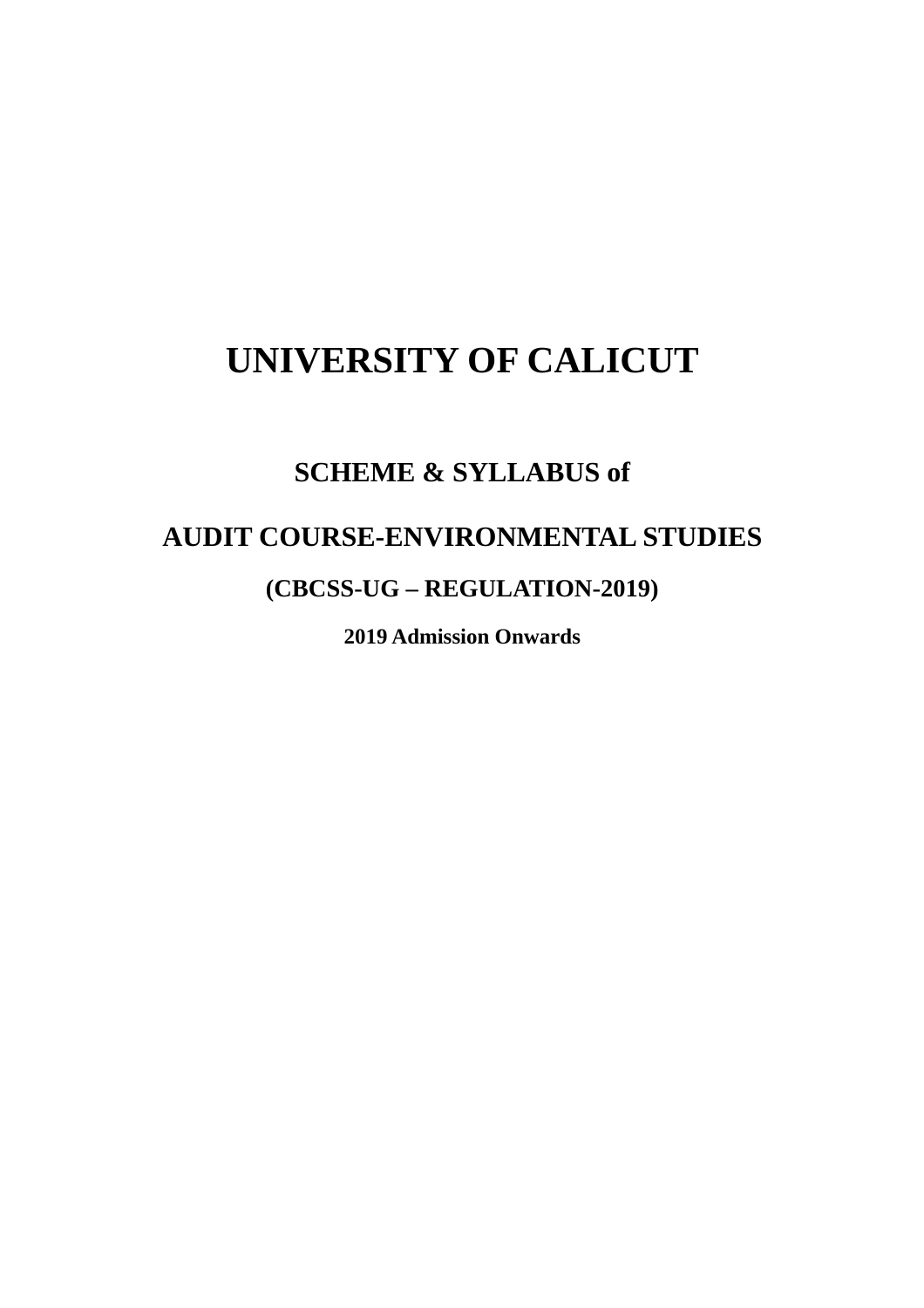# UNIVERSITY OF CALICUT

## SCHEME & SYLLABUS of

## AUDIT COURSE-ENVIRONMENTAL STUDIES

### (CBCSS-UG – REGULATION-2019)

**2019 Admission Onwards**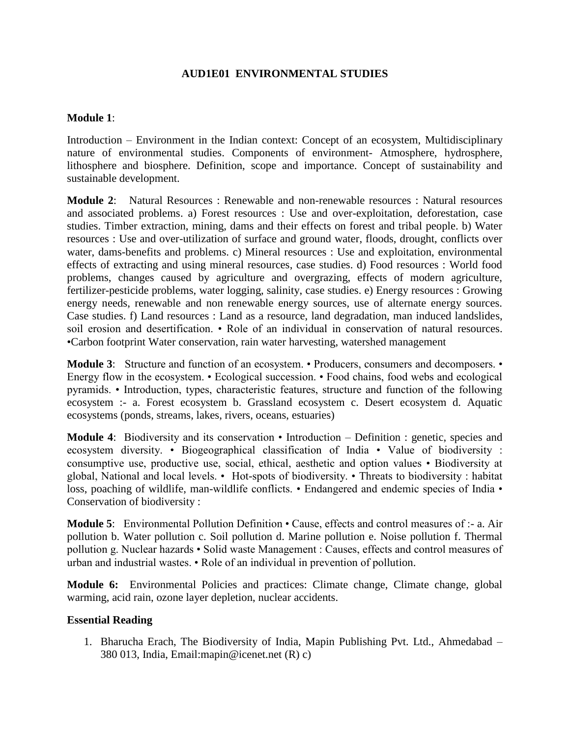# AUD1E01 ENVIRONMENTAL STUDIES

**Module 1**:

Introduction – Environment in the Indian context: Concept of an ecosystem, Multidisciplinary nature of environmental studies. Components of environment- Atmosphere, hydrosphere, lithosphere and biosphere. Definition, scope and importance. Concept of sustainability and sustainable development.

**Module 2**: Natural Resources : Renewable and non-renewable resources : Natural resources and associated problems. a) Forest resources : Use and over-exploitation, deforestation, case studies. Timber extraction, mining, dams and their effects on forest and tribal people. b) Water resources : Use and over-utilization of surface and ground water, floods, drought, conflicts over water, dams-benefits and problems. c) Mineral resources : Use and exploitation, environmental effects of extracting and using mineral resources, case studies. d) Food resources : World food problems, changes caused by agriculture and overgrazing, effects of modern agriculture, fertilizer-pesticide problems, water logging, salinity, case studies. e) Energy resources : Growing energy needs, renewable and non renewable energy sources, use of alternate energy sources. Case studies. f) Land resources : Land as a resource, land degradation, man induced landslides, soil erosion and desertification. • Role of an individual in conservation of natural resources. •Carbon footprint Water conservation, rain water harvesting, watershed management

**Module 3**: Structure and function of an ecosystem. • Producers, consumers and decomposers. • Energy flow in the ecosystem. • Ecological succession. • Food chains, food webs and ecological pyramids. • Introduction, types, characteristic features, structure and function of the following ecosystem :- a. Forest ecosystem b. Grassland ecosystem c. Desert ecosystem d. Aquatic ecosystems (ponds, streams, lakes, rivers, oceans, estuaries)

**Module 4**: Biodiversity and its conservation • Introduction – Definition : genetic, species and ecosystem diversity. • Biogeographical classification of India • Value of biodiversity : consumptive use, productive use, social, ethical, aesthetic and option values • Biodiversity at global, National and local levels. • Hot-spots of biodiversity. • Threats to biodiversity : habitat loss, poaching of wildlife, man-wildlife conflicts. • Endangered and endemic species of India • Conservation of biodiversity :

**Module 5**: Environmental Pollution Definition • Cause, effects and control measures of :- a. Air pollution b. Water pollution c. Soil pollution d. Marine pollution e. Noise pollution f. Thermal pollution g. Nuclear hazards • Solid waste Management : Causes, effects and control measures of urban and industrial wastes. • Role of an individual in prevention of pollution.

**Module 6:** Environmental Policies and practices: Climate change, Climate change, global warming, acid rain, ozone layer depletion, nuclear accidents.

**Essential Reading**

1. Bharucha Erach, The Biodiversity of India, Mapin Publishing Pvt. Ltd., Ahmedabad – 380 013, India, Email:mapin@icenet.net (R) c)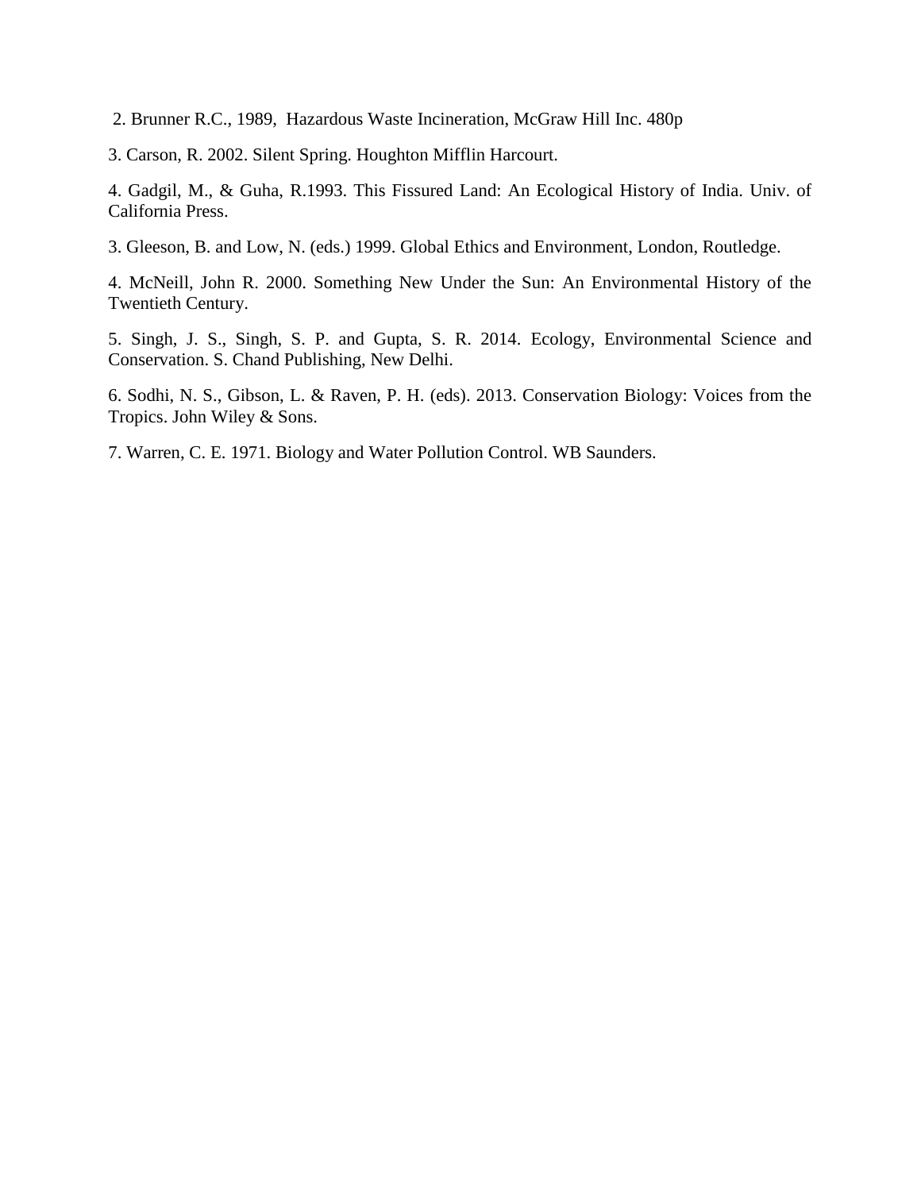2. Brunner R.C., 1989, Hazardous Waste Incineration, McGraw Hill Inc. 480p

3. Carson, R. 2002. Silent Spring. Houghton Mifflin Harcourt.

4. Gadgil, M., & Guha, R.1993. This Fissured Land: An Ecological History of India. Univ. of California Press.

3. Gleeson, B. and Low, N. (eds.) 1999. Global Ethics and Environment, London, Routledge.

4. McNeill, John R. 2000. Something New Under the Sun: An Environmental History of the Twentieth Century.

5. Singh, J. S., Singh, S. P. and Gupta, S. R. 2014. Ecology, Environmental Science and Conservation. S. Chand Publishing, New Delhi.

6. Sodhi, N. S., Gibson, L. & Raven, P. H. (eds). 2013. Conservation Biology: Voices from the Tropics. John Wiley & Sons.

7. Warren, C. E. 1971. Biology and Water Pollution Control. WB Saunders.